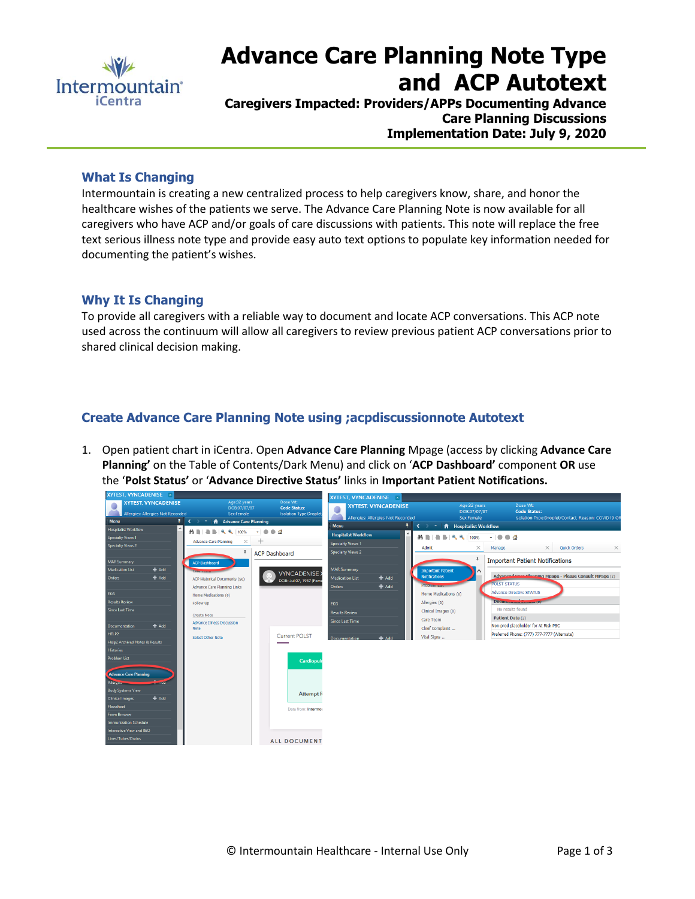# Advance Care Planning Note Type and ACP Autotext

**Caregivers Impacted: Providers/APPs Documenting Advance Care Planning Discussions**
**Implementation Date: July 9, 2020**

## What Is Changing

Intermountain is creating a new centralized process to help caregivers know, share, and honor the healthcare wishes of the patients we serve. The Advance Care Planning Note is now available for all caregivers who have ACP and/or goals of care discussions with patients. This note will replace the free text serious illness note type and provide easy auto text options to populate key information needed for documenting the patient's wishes.

## Why It Is Changing

To provide all caregivers with a reliable way to document and locate ACP conversations. This ACP note used across the continuum will allow all caregivers to review previous patient ACP conversations prior to shared clinical decision making.

## Create Advance Care Planning Note using ;acpdiscussionnote Autotext

1. Open patient chart in iCentra. Open **Advance Care Planning** Mpage (access by clicking **Advance Care Planning'** on the Table of Contents/Dark Menu) and click on '**ACP Dashboard'** component **OR** use the '**Polst Status'** or '**Advance Directive Status'** links in **Important Patient Notifications.**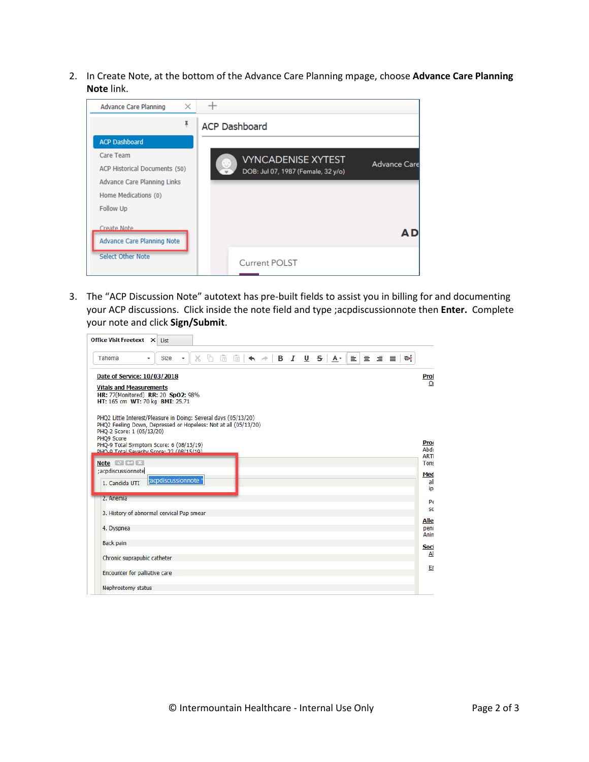2. In Create Note, at the bottom of the Advance Care Planning mpage, choose **Advance Care Planning Note** link.

3. The "ACP Discussion Note" autotext has pre-built fields to assist you in billing for and documenting your ACP discussions. Click inside the note field and type ;acpdiscussionnote then **Enter.** Complete your note and click **Sign/Submit**.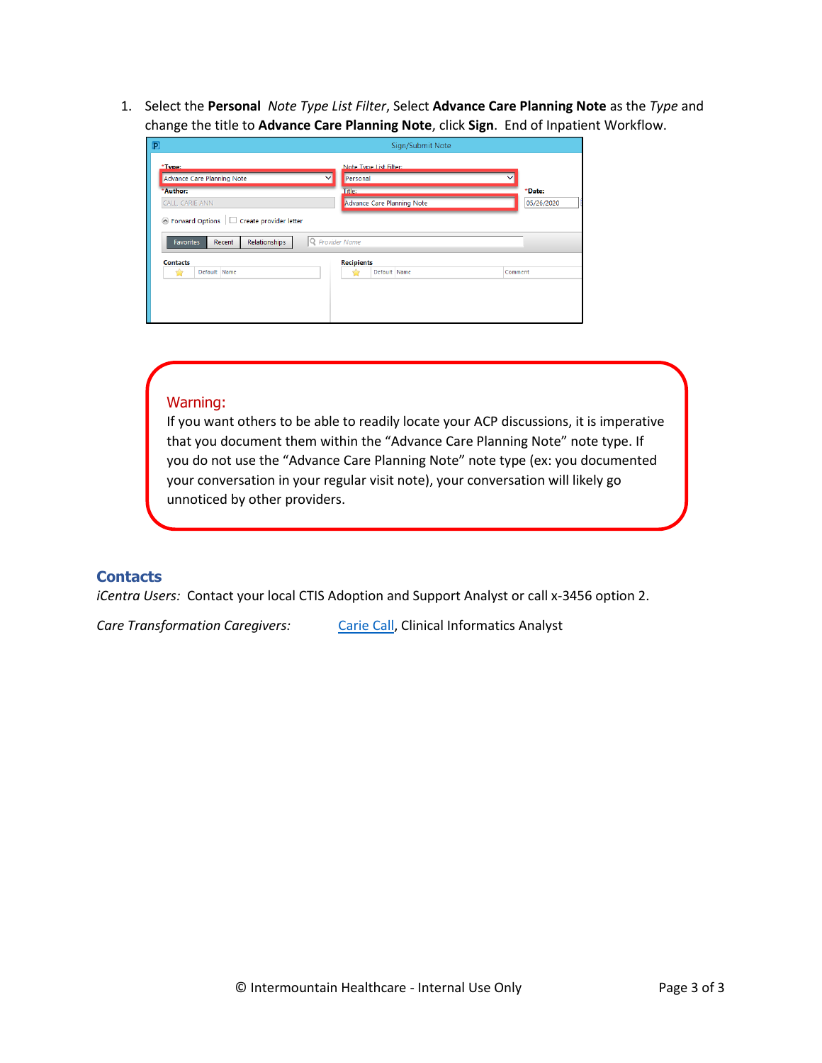1. Select the **Personal** *Note Type List Filter*, Select **Advance Care Planning Note** as the *Type* and change the title to **Advance Care Planning Note**, click **Sign**. End of Inpatient Workflow.

Warning:

If you want others to be able to readily locate your ACP discussions, it is imperative that you document them within the "Advance Care Planning Note" note type. If you do not use the "Advance Care Planning Note" note type (ex: you documented your conversation in your regular visit note), your conversation will likely go unnoticed by other providers.

## Contacts

*iCentra Users:* Contact your local CTIS Adoption and Support Analyst or call x-3456 option 2.

*Care Transformation Caregivers:* Carie Call, Clinical Informatics Analyst

© Intermountain Healthcare - Internal Use Only